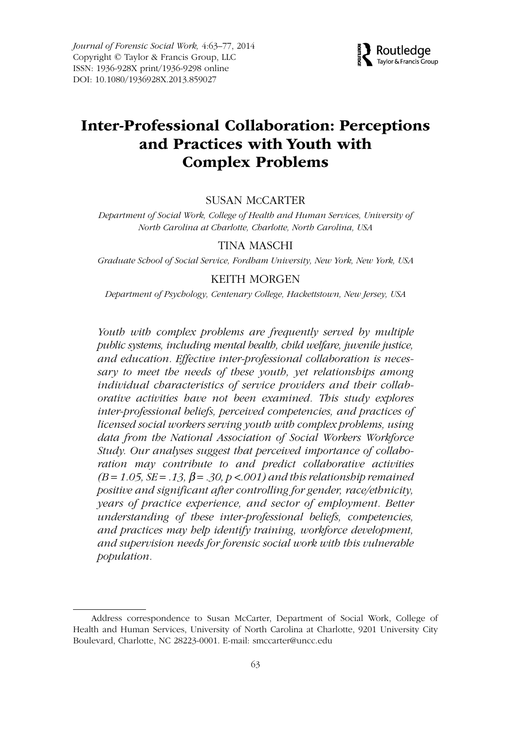# Inter-Professional Collaboration: Perceptions and Practices with Youth with Complex Problems

SUSAN McCARTER

*Department of Social Work, College of Health and Human Services, University of North Carolina at Charlotte, Charlotte, North Carolina, USA*

TINA MASCHI

*Graduate School of Social Service, Fordham University, New York, New York, USA*

KEITH MORGEN

*Department of Psychology, Centenary College, Hackettstown, New Jersey, USA*

*Youth with complex problems are frequently served by multiple public systems, including mental health, child welfare, juvenile justice, and education. Effective inter-professional collaboration is necessary to meet the needs of these youth, yet relationships among individual characteristics of service providers and their collaborative activities have not been examined. This study explores inter-professional beliefs, perceived competencies, and practices of licensed social workers serving youth with complex problems, using data from the National Association of Social Workers Workforce Study. Our analyses suggest that perceived importance of collaboration may contribute to and predict collaborative activities ($B = 1.05$, $SE = .13$, $\beta = .30$, $p < .001$) and this relationship remained positive and significant after controlling for gender, race/ethnicity, years of practice experience, and sector of employment. Better understanding of these inter-professional beliefs, competencies, and practices may help identify training, workforce development, and supervision needs for forensic social work with this vulnerable population.*

Address correspondence to Susan McCarter, Department of Social Work, College of Health and Human Services, University of North Carolina at Charlotte, 9201 University City Boulevard, Charlotte, NC 28223-0001. E-mail: smccarter@uncc.edu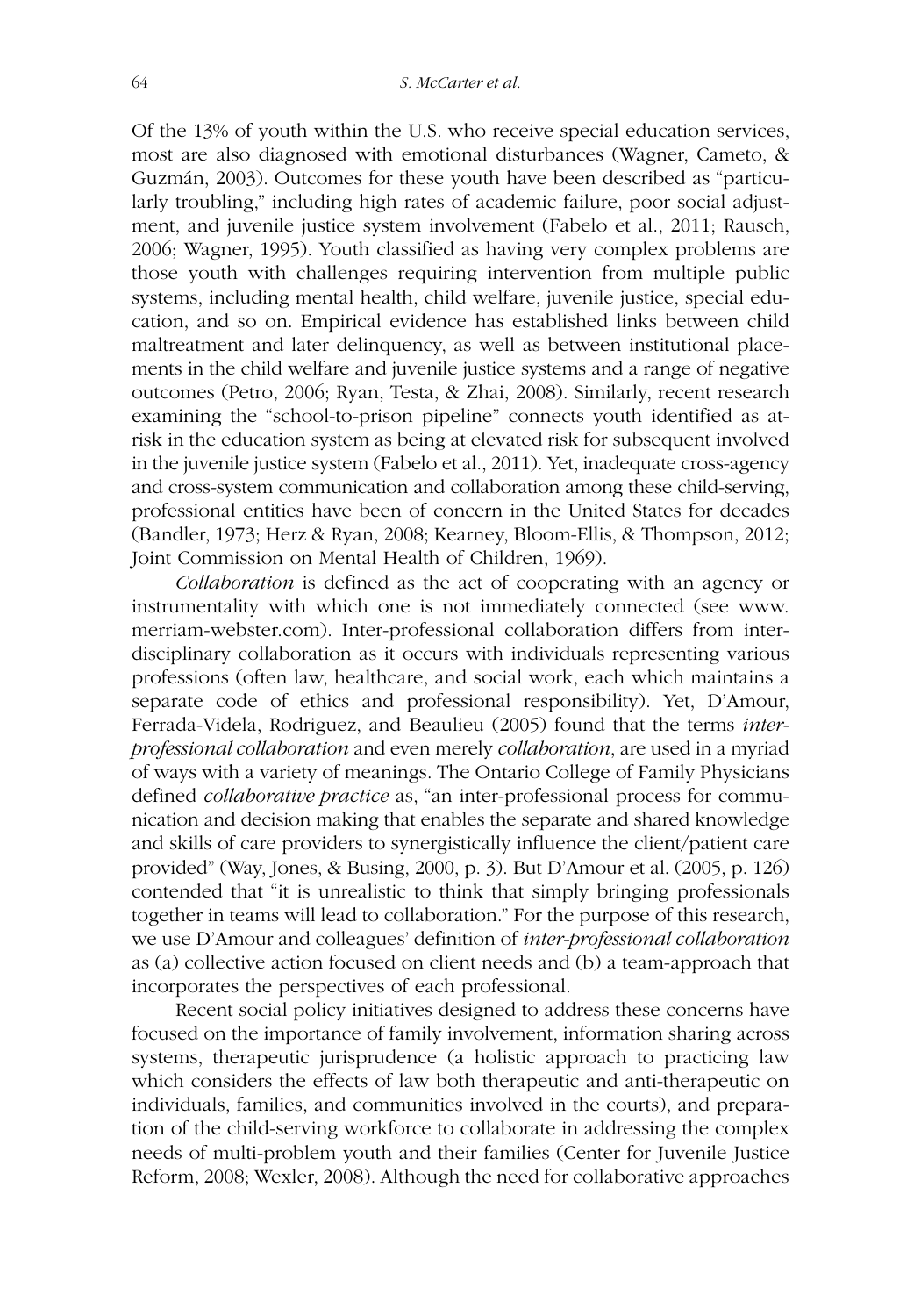Of the 13% of youth within the U.S. who receive special education services, most are also diagnosed with emotional disturbances (Wagner, Cameto, & Guzmán, 2003). Outcomes for these youth have been described as "particularly troubling," including high rates of academic failure, poor social adjustment, and juvenile justice system involvement (Fabelo et al., 2011; Rausch, 2006; Wagner, 1995). Youth classified as having very complex problems are those youth with challenges requiring intervention from multiple public systems, including mental health, child welfare, juvenile justice, special education, and so on. Empirical evidence has established links between child maltreatment and later delinquency, as well as between institutional placements in the child welfare and juvenile justice systems and a range of negative outcomes (Petro, 2006; Ryan, Testa, & Zhai, 2008). Similarly, recent research examining the "school-to-prison pipeline" connects youth identified as at-risk in the education system as being at elevated risk for subsequent involved in the juvenile justice system (Fabelo et al., 2011). Yet, inadequate cross-agency and cross-system communication and collaboration among these child-serving, professional entities have been of concern in the United States for decades (Bandler, 1973; Herz & Ryan, 2008; Kearney, Bloom-Ellis, & Thompson, 2012; Joint Commission on Mental Health of Children, 1969).

*Collaboration* is defined as the act of cooperating with an agency or instrumentality with which one is not immediately connected (see www.merriam-webster.com). Inter-professional collaboration differs from interdisciplinary collaboration as it occurs with individuals representing various professions (often law, healthcare, and social work, each which maintains a separate code of ethics and professional responsibility). Yet, D'Amour, Ferrada-Videla, Rodriguez, and Beaulieu (2005) found that the terms *inter-professional collaboration* and even merely *collaboration*, are used in a myriad of ways with a variety of meanings. The Ontario College of Family Physicians defined *collaborative practice* as, "an inter-professional process for communication and decision making that enables the separate and shared knowledge and skills of care providers to synergistically influence the client/patient care provided" (Way, Jones, & Busing, 2000, p. 3). But D'Amour et al. (2005, p. 126) contended that "it is unrealistic to think that simply bringing professionals together in teams will lead to collaboration." For the purpose of this research, we use D'Amour and colleagues' definition of *inter-professional collaboration* as (a) collective action focused on client needs and (b) a team-approach that incorporates the perspectives of each professional.

Recent social policy initiatives designed to address these concerns have focused on the importance of family involvement, information sharing across systems, therapeutic jurisprudence (a holistic approach to practicing law which considers the effects of law both therapeutic and anti-therapeutic on individuals, families, and communities involved in the courts), and preparation of the child-serving workforce to collaborate in addressing the complex needs of multi-problem youth and their families (Center for Juvenile Justice Reform, 2008; Wexler, 2008). Although the need for collaborative approaches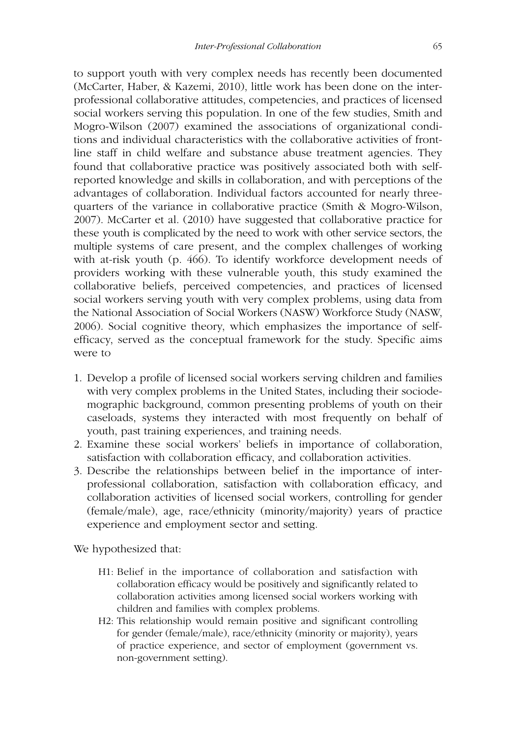to support youth with very complex needs has recently been documented (McCarter, Haber, & Kazemi, 2010), little work has been done on the inter-professional collaborative attitudes, competencies, and practices of licensed social workers serving this population. In one of the few studies, Smith and Mogro-Wilson (2007) examined the associations of organizational conditions and individual characteristics with the collaborative activities of front-line staff in child welfare and substance abuse treatment agencies. They found that collaborative practice was positively associated both with self-reported knowledge and skills in collaboration, and with perceptions of the advantages of collaboration. Individual factors accounted for nearly three-quarters of the variance in collaborative practice (Smith & Mogro-Wilson, 2007). McCarter et al. (2010) have suggested that collaborative practice for these youth is complicated by the need to work with other service sectors, the multiple systems of care present, and the complex challenges of working with at-risk youth (p. 466). To identify workforce development needs of providers working with these vulnerable youth, this study examined the collaborative beliefs, perceived competencies, and practices of licensed social workers serving youth with very complex problems, using data from the National Association of Social Workers (NASW) Workforce Study (NASW, 2006). Social cognitive theory, which emphasizes the importance of self-efficacy, served as the conceptual framework for the study. Specific aims were to

1. Develop a profile of licensed social workers serving children and families with very complex problems in the United States, including their sociodemographic background, common presenting problems of youth on their caseloads, systems they interacted with most frequently on behalf of youth, past training experiences, and training needs.
2. Examine these social workers' beliefs in importance of collaboration, satisfaction with collaboration efficacy, and collaboration activities.
3. Describe the relationships between belief in the importance of inter-professional collaboration, satisfaction with collaboration efficacy, and collaboration activities of licensed social workers, controlling for gender (female/male), age, race/ethnicity (minority/majority) years of practice experience and employment sector and setting.

We hypothesized that:

- H1: Belief in the importance of collaboration and satisfaction with collaboration efficacy would be positively and significantly related to collaboration activities among licensed social workers working with children and families with complex problems.
- H2: This relationship would remain positive and significant controlling for gender (female/male), race/ethnicity (minority or majority), years of practice experience, and sector of employment (government vs. non-government setting).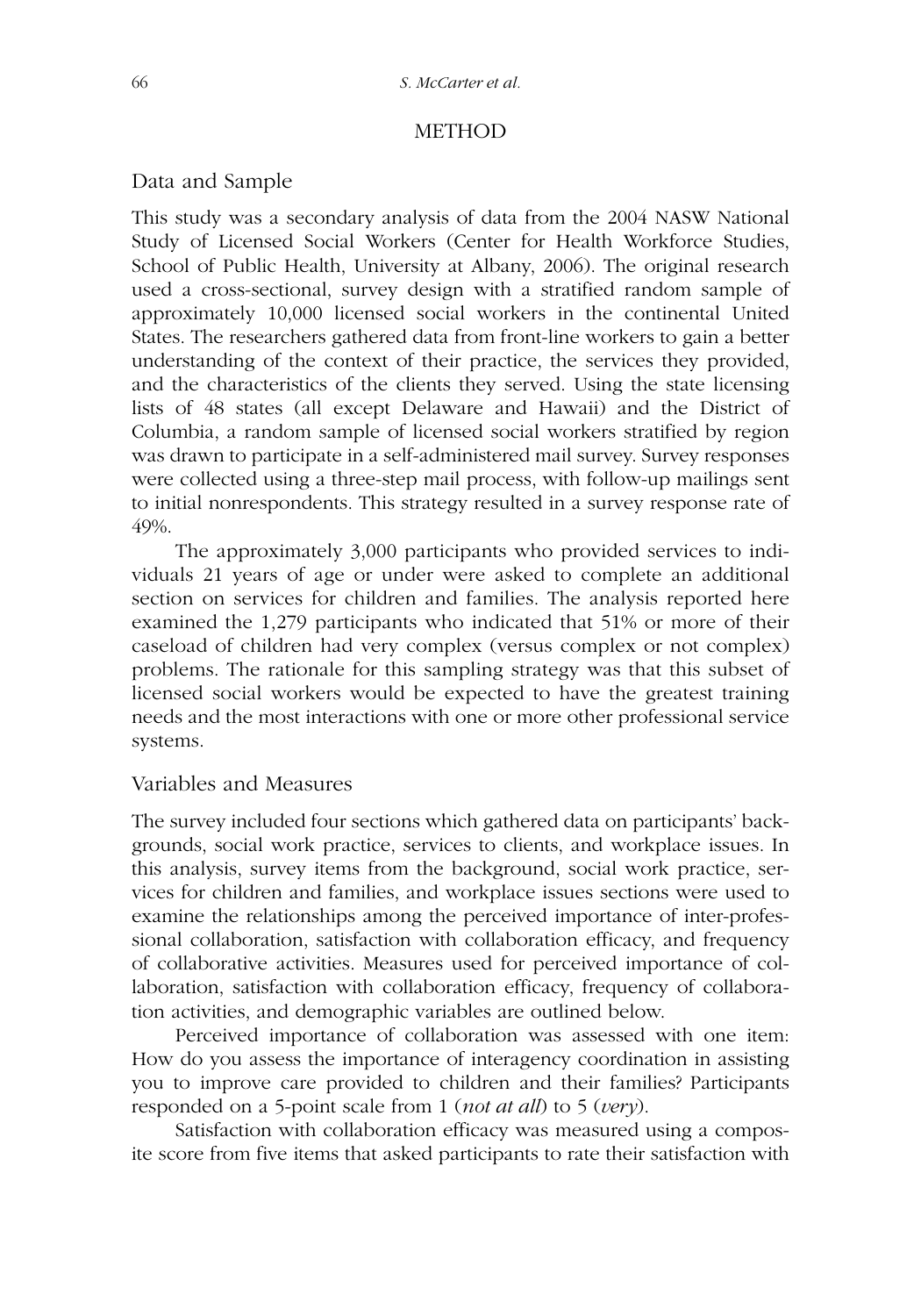## METHOD

### Data and Sample

This study was a secondary analysis of data from the 2004 NASW National Study of Licensed Social Workers (Center for Health Workforce Studies, School of Public Health, University at Albany, 2006). The original research used a cross-sectional, survey design with a stratified random sample of approximately 10,000 licensed social workers in the continental United States. The researchers gathered data from front-line workers to gain a better understanding of the context of their practice, the services they provided, and the characteristics of the clients they served. Using the state licensing lists of 48 states (all except Delaware and Hawaii) and the District of Columbia, a random sample of licensed social workers stratified by region was drawn to participate in a self-administered mail survey. Survey responses were collected using a three-step mail process, with follow-up mailings sent to initial nonrespondents. This strategy resulted in a survey response rate of 49%.

The approximately 3,000 participants who provided services to individuals 21 years of age or under were asked to complete an additional section on services for children and families. The analysis reported here examined the 1,279 participants who indicated that 51% or more of their caseload of children had very complex (versus complex or not complex) problems. The rationale for this sampling strategy was that this subset of licensed social workers would be expected to have the greatest training needs and the most interactions with one or more other professional service systems.

### Variables and Measures

The survey included four sections which gathered data on participants' backgrounds, social work practice, services to clients, and workplace issues. In this analysis, survey items from the background, social work practice, services for children and families, and workplace issues sections were used to examine the relationships among the perceived importance of inter-professional collaboration, satisfaction with collaboration efficacy, and frequency of collaborative activities. Measures used for perceived importance of collaboration, satisfaction with collaboration efficacy, frequency of collaboration activities, and demographic variables are outlined below.

Perceived importance of collaboration was assessed with one item: How do you assess the importance of interagency coordination in assisting you to improve care provided to children and their families? Participants responded on a 5-point scale from 1 (*not at all*) to 5 (*very*).

Satisfaction with collaboration efficacy was measured using a composite score from five items that asked participants to rate their satisfaction with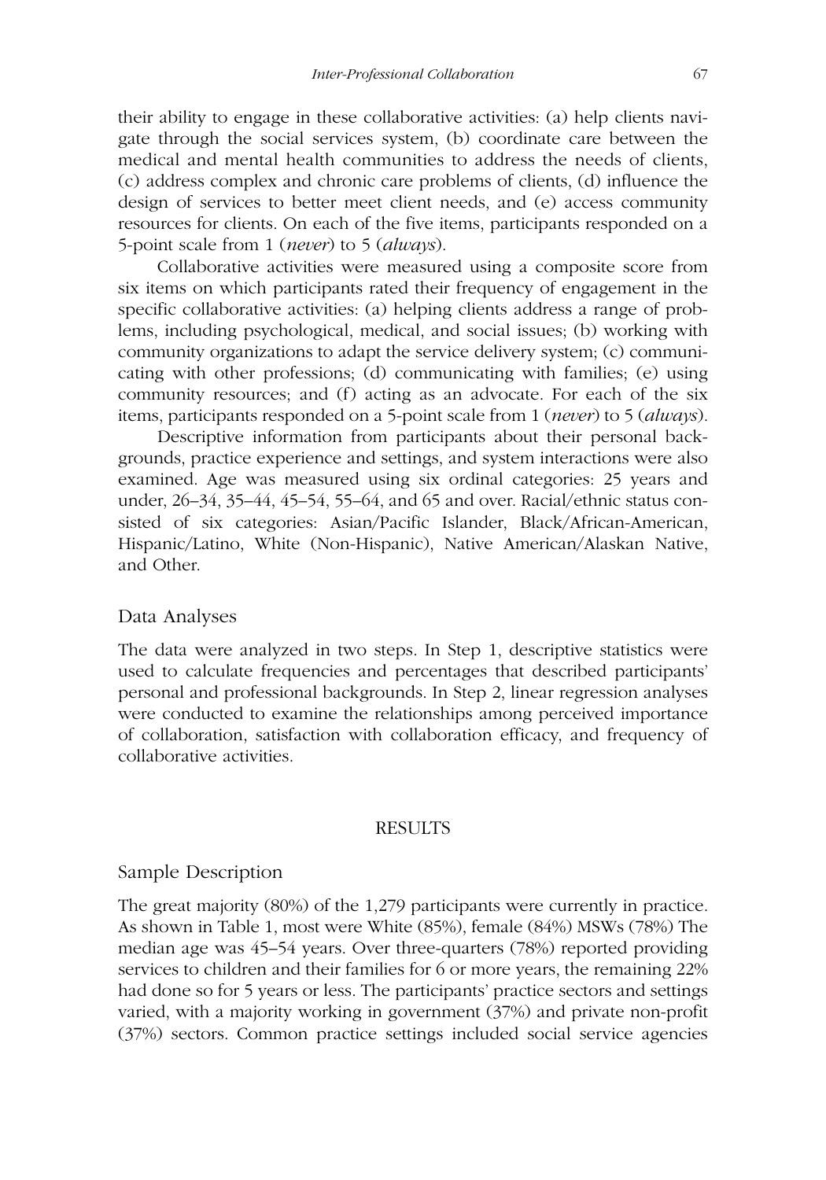their ability to engage in these collaborative activities: (a) help clients navigate through the social services system, (b) coordinate care between the medical and mental health communities to address the needs of clients, (c) address complex and chronic care problems of clients, (d) influence the design of services to better meet client needs, and (e) access community resources for clients. On each of the five items, participants responded on a 5-point scale from 1 (*never*) to 5 (*always*).

Collaborative activities were measured using a composite score from six items on which participants rated their frequency of engagement in the specific collaborative activities: (a) helping clients address a range of problems, including psychological, medical, and social issues; (b) working with community organizations to adapt the service delivery system; (c) communicating with other professions; (d) communicating with families; (e) using community resources; and (f) acting as an advocate. For each of the six items, participants responded on a 5-point scale from 1 (*never*) to 5 (*always*).

Descriptive information from participants about their personal backgrounds, practice experience and settings, and system interactions were also examined. Age was measured using six ordinal categories: 25 years and under, 26–34, 35–44, 45–54, 55–64, and 65 and over. Racial/ethnic status consisted of six categories: Asian/Pacific Islander, Black/African-American, Hispanic/Latino, White (Non-Hispanic), Native American/Alaskan Native, and Other.

## Data Analyses

The data were analyzed in two steps. In Step 1, descriptive statistics were used to calculate frequencies and percentages that described participants' personal and professional backgrounds. In Step 2, linear regression analyses were conducted to examine the relationships among perceived importance of collaboration, satisfaction with collaboration efficacy, and frequency of collaborative activities.

# RESULTS

## Sample Description

The great majority (80%) of the 1,279 participants were currently in practice. As shown in Table 1, most were White (85%), female (84%) MSWs (78%) The median age was 45–54 years. Over three-quarters (78%) reported providing services to children and their families for 6 or more years, the remaining 22% had done so for 5 years or less. The participants' practice sectors and settings varied, with a majority working in government (37%) and private non-profit (37%) sectors. Common practice settings included social service agencies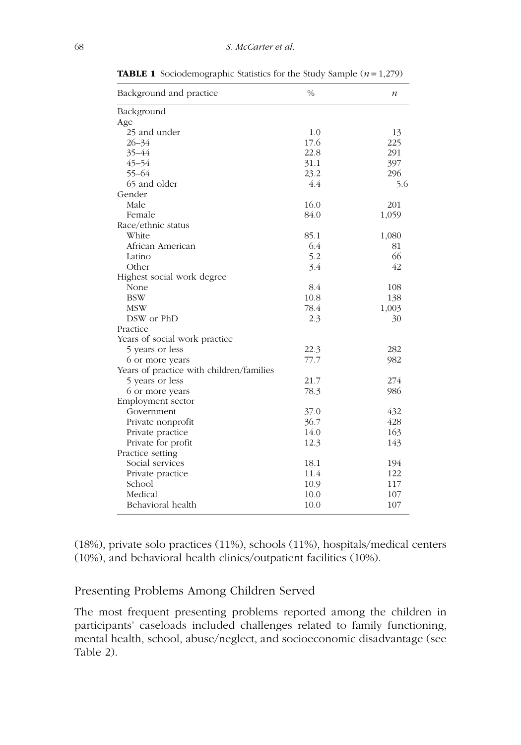**TABLE 1** Sociodemographic Statistics for the Study Sample ($n = 1{,}279$)

| Background and practice | % | *n* |
|---|---|---|
| Background | | |
| Age | | |
| 25 and under | 1.0 | 13 |
| 26–34 | 17.6 | 225 |
| 35–44 | 22.8 | 291 |
| 45–54 | 31.1 | 397 |
| 55–64 | 23.2 | 296 |
| 65 and older | 4.4 | 5.6 |
| Gender | | |
| Male | 16.0 | 201 |
| Female | 84.0 | 1,059 |
| Race/ethnic status | | |
| White | 85.1 | 1,080 |
| African American | 6.4 | 81 |
| Latino | 5.2 | 66 |
| Other | 3.4 | 42 |
| Highest social work degree | | |
| None | 8.4 | 108 |
| BSW | 10.8 | 138 |
| MSW | 78.4 | 1,003 |
| DSW or PhD | 2.3 | 30 |
| Practice | | |
| Years of social work practice | | |
| 5 years or less | 22.3 | 282 |
| 6 or more years | 77.7 | 982 |
| Years of practice with children/families | | |
| 5 years or less | 21.7 | 274 |
| 6 or more years | 78.3 | 986 |
| Employment sector | | |
| Government | 37.0 | 432 |
| Private nonprofit | 36.7 | 428 |
| Private practice | 14.0 | 163 |
| Private for profit | 12.3 | 143 |
| Practice setting | | |
| Social services | 18.1 | 194 |
| Private practice | 11.4 | 122 |
| School | 10.9 | 117 |
| Medical | 10.0 | 107 |
| Behavioral health | 10.0 | 107 |

(18%), private solo practices (11%), schools (11%), hospitals/medical centers (10%), and behavioral health clinics/outpatient facilities (10%).

## Presenting Problems Among Children Served

The most frequent presenting problems reported among the children in participants' caseloads included challenges related to family functioning, mental health, school, abuse/neglect, and socioeconomic disadvantage (see Table 2).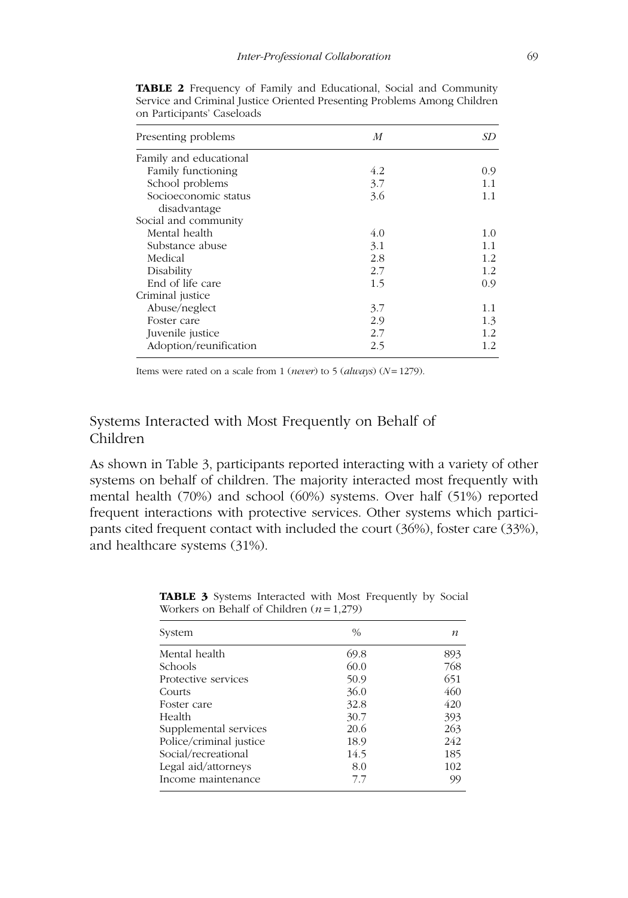**TABLE 2** Frequency of Family and Educational, Social and Community Service and Criminal Justice Oriented Presenting Problems Among Children on Participants' Caseloads

| Presenting problems | *M* | *SD* |
|---|---|---|
| Family and educational | | |
| Family functioning | 4.2 | 0.9 |
| School problems | 3.7 | 1.1 |
| Socioeconomic status disadvantage | 3.6 | 1.1 |
| Social and community | | |
| Mental health | 4.0 | 1.0 |
| Substance abuse | 3.1 | 1.1 |
| Medical | 2.8 | 1.2 |
| Disability | 2.7 | 1.2 |
| End of life care | 1.5 | 0.9 |
| Criminal justice | | |
| Abuse/neglect | 3.7 | 1.1 |
| Foster care | 2.9 | 1.3 |
| Juvenile justice | 2.7 | 1.2 |
| Adoption/reunification | 2.5 | 1.2 |

Items were rated on a scale from 1 (*never*) to 5 (*always*) ($N = 1279$).

## Systems Interacted with Most Frequently on Behalf of Children

As shown in Table 3, participants reported interacting with a variety of other systems on behalf of children. The majority interacted most frequently with mental health (70%) and school (60%) systems. Over half (51%) reported frequent interactions with protective services. Other systems which participants cited frequent contact with included the court (36%), foster care (33%), and healthcare systems (31%).

**TABLE 3** Systems Interacted with Most Frequently by Social Workers on Behalf of Children ($n = 1{,}279$)

| System | % | *n* |
|---|---|---|
| Mental health | 69.8 | 893 |
| Schools | 60.0 | 768 |
| Protective services | 50.9 | 651 |
| Courts | 36.0 | 460 |
| Foster care | 32.8 | 420 |
| Health | 30.7 | 393 |
| Supplemental services | 20.6 | 263 |
| Police/criminal justice | 18.9 | 242 |
| Social/recreational | 14.5 | 185 |
| Legal aid/attorneys | 8.0 | 102 |
| Income maintenance | 7.7 | 99 |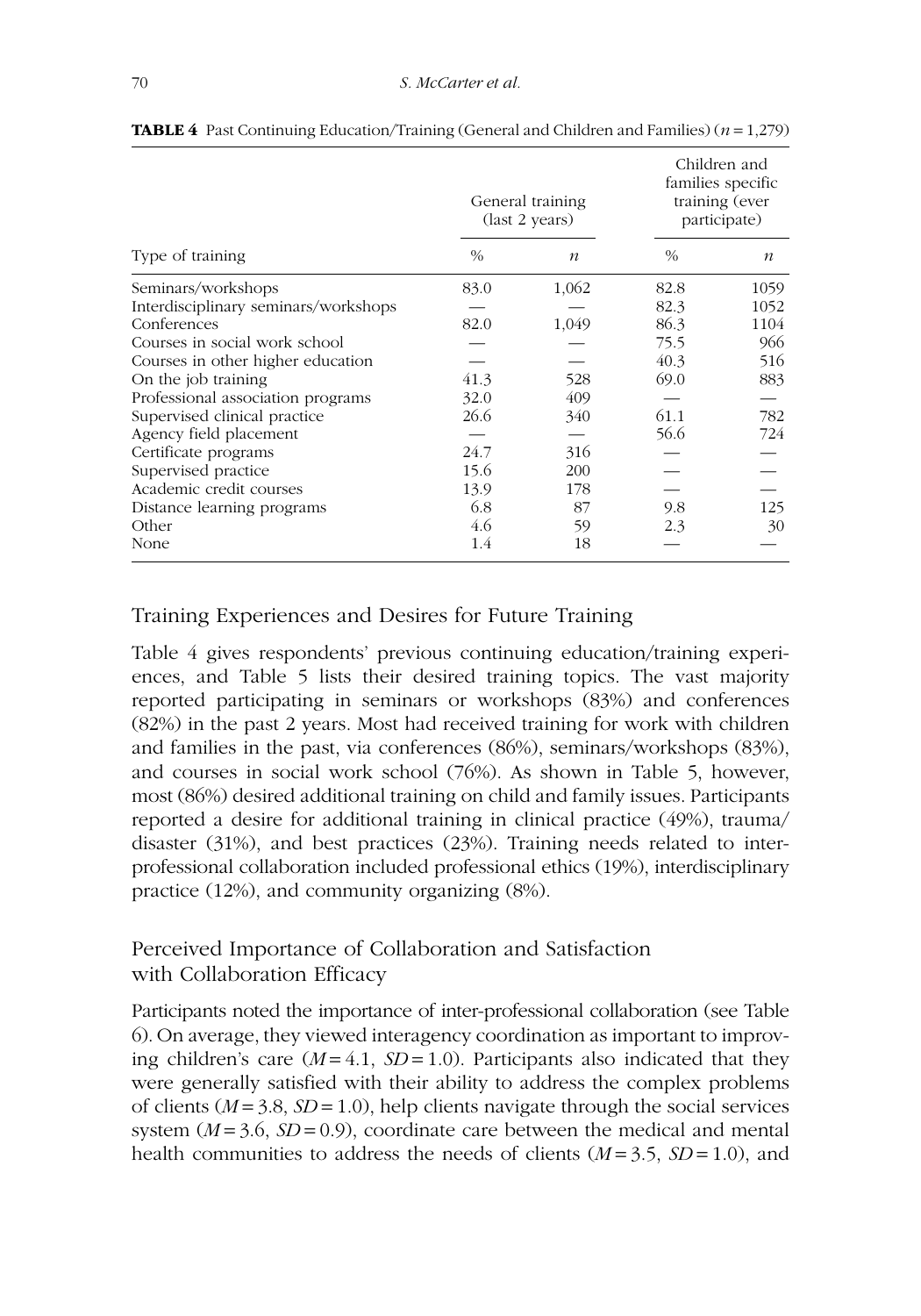**TABLE 4** Past Continuing Education/Training (General and Children and Families) ($n = 1,279$)

| Type of training | General training (last 2 years) | | Children and families specific training (ever participate) | |
|---|---|---|---|---|
| | % | $n$ | % | $n$ |
| Seminars/workshops | 83.0 | 1,062 | 82.8 | 1059 |
| Interdisciplinary seminars/workshops | — | — | 82.3 | 1052 |
| Conferences | 82.0 | 1,049 | 86.3 | 1104 |
| Courses in social work school | — | — | 75.5 | 966 |
| Courses in other higher education | — | — | 40.3 | 516 |
| On the job training | 41.3 | 528 | 69.0 | 883 |
| Professional association programs | 32.0 | 409 | — | — |
| Supervised clinical practice | 26.6 | 340 | 61.1 | 782 |
| Agency field placement | — | — | 56.6 | 724 |
| Certificate programs | 24.7 | 316 | — | — |
| Supervised practice | 15.6 | 200 | — | — |
| Academic credit courses | 13.9 | 178 | — | — |
| Distance learning programs | 6.8 | 87 | 9.8 | 125 |
| Other | 4.6 | 59 | 2.3 | 30 |
| None | 1.4 | 18 | — | — |

## Training Experiences and Desires for Future Training

Table 4 gives respondents' previous continuing education/training experiences, and Table 5 lists their desired training topics. The vast majority reported participating in seminars or workshops (83%) and conferences (82%) in the past 2 years. Most had received training for work with children and families in the past, via conferences (86%), seminars/workshops (83%), and courses in social work school (76%). As shown in Table 5, however, most (86%) desired additional training on child and family issues. Participants reported a desire for additional training in clinical practice (49%), trauma/disaster (31%), and best practices (23%). Training needs related to inter-professional collaboration included professional ethics (19%), interdisciplinary practice (12%), and community organizing (8%).

## Perceived Importance of Collaboration and Satisfaction with Collaboration Efficacy

Participants noted the importance of inter-professional collaboration (see Table 6). On average, they viewed interagency coordination as important to improving children's care ($M = 4.1$, $SD = 1.0$). Participants also indicated that they were generally satisfied with their ability to address the complex problems of clients ($M = 3.8$, $SD = 1.0$), help clients navigate through the social services system ($M = 3.6$, $SD = 0.9$), coordinate care between the medical and mental health communities to address the needs of clients ($M = 3.5$, $SD = 1.0$), and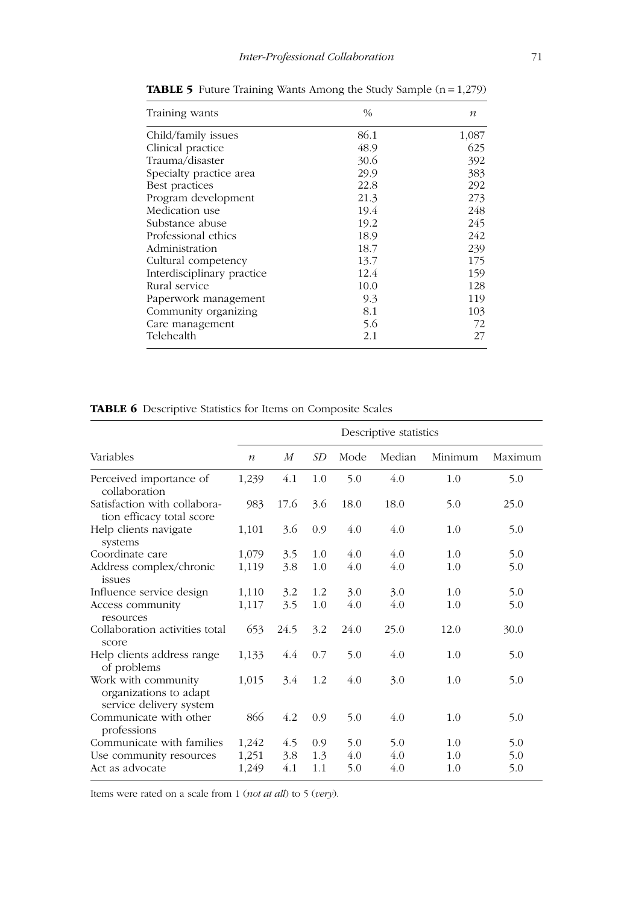**TABLE 5** Future Training Wants Among the Study Sample (n = 1,279)

| Training wants | % | *n* |
|---|---|---|
| Child/family issues | 86.1 | 1,087 |
| Clinical practice | 48.9 | 625 |
| Trauma/disaster | 30.6 | 392 |
| Specialty practice area | 29.9 | 383 |
| Best practices | 22.8 | 292 |
| Program development | 21.3 | 273 |
| Medication use | 19.4 | 248 |
| Substance abuse | 19.2 | 245 |
| Professional ethics | 18.9 | 242 |
| Administration | 18.7 | 239 |
| Cultural competency | 13.7 | 175 |
| Interdisciplinary practice | 12.4 | 159 |
| Rural service | 10.0 | 128 |
| Paperwork management | 9.3 | 119 |
| Community organizing | 8.1 | 103 |
| Care management | 5.6 | 72 |
| Telehealth | 2.1 | 27 |

**TABLE 6** Descriptive Statistics for Items on Composite Scales

| | Descriptive statistics | | | | | | |
|---|---|---|---|---|---|---|---|
| Variables | *n* | *M* | *SD* | Mode | Median | Minimum | Maximum |
| Perceived importance of collaboration | 1,239 | 4.1 | 1.0 | 5.0 | 4.0 | 1.0 | 5.0 |
| Satisfaction with collaboration efficacy total score | 983 | 17.6 | 3.6 | 18.0 | 18.0 | 5.0 | 25.0 |
| Help clients navigate systems | 1,101 | 3.6 | 0.9 | 4.0 | 4.0 | 1.0 | 5.0 |
| Coordinate care | 1,079 | 3.5 | 1.0 | 4.0 | 4.0 | 1.0 | 5.0 |
| Address complex/chronic issues | 1,119 | 3.8 | 1.0 | 4.0 | 4.0 | 1.0 | 5.0 |
| Influence service design | 1,110 | 3.2 | 1.2 | 3.0 | 3.0 | 1.0 | 5.0 |
| Access community resources | 1,117 | 3.5 | 1.0 | 4.0 | 4.0 | 1.0 | 5.0 |
| Collaboration activities total score | 653 | 24.5 | 3.2 | 24.0 | 25.0 | 12.0 | 30.0 |
| Help clients address range of problems | 1,133 | 4.4 | 0.7 | 5.0 | 4.0 | 1.0 | 5.0 |
| Work with community organizations to adapt service delivery system | 1,015 | 3.4 | 1.2 | 4.0 | 3.0 | 1.0 | 5.0 |
| Communicate with other professions | 866 | 4.2 | 0.9 | 5.0 | 4.0 | 1.0 | 5.0 |
| Communicate with families | 1,242 | 4.5 | 0.9 | 5.0 | 5.0 | 1.0 | 5.0 |
| Use community resources | 1,251 | 3.8 | 1.3 | 4.0 | 4.0 | 1.0 | 5.0 |
| Act as advocate | 1,249 | 4.1 | 1.1 | 5.0 | 4.0 | 1.0 | 5.0 |

Items were rated on a scale from 1 (*not at all*) to 5 (*very*).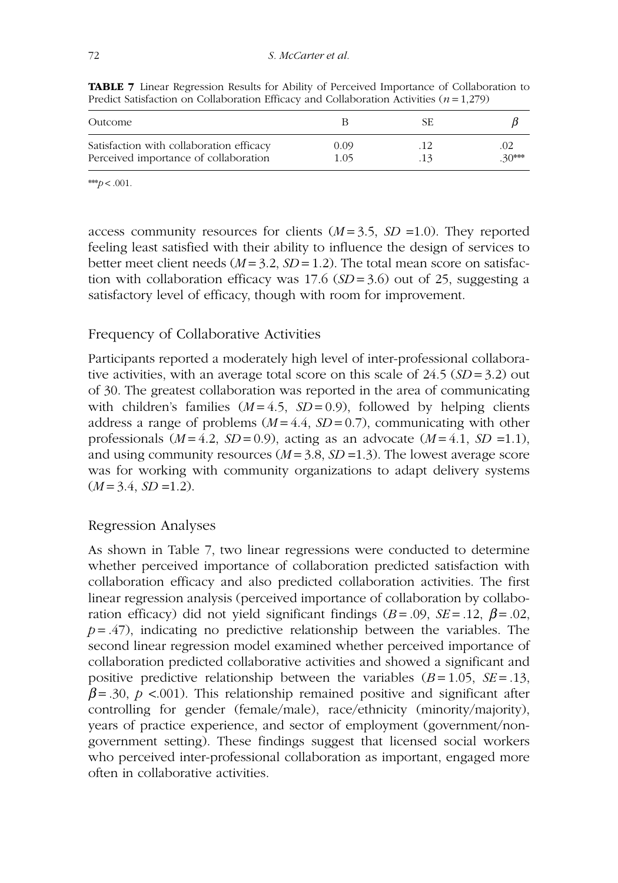**TABLE 7** Linear Regression Results for Ability of Perceived Importance of Collaboration to Predict Satisfaction on Collaboration Efficacy and Collaboration Activities ($n = 1{,}279$)

| Outcome | B | SE | $\beta$ |
|---|---|---|---|
| Satisfaction with collaboration efficacy | 0.09 | .12 | .02 |
| Perceived importance of collaboration | 1.05 | .13 | .30*** |

***$p < .001$.

access community resources for clients ($M = 3.5$, $SD = 1.0$). They reported feeling least satisfied with their ability to influence the design of services to better meet client needs ($M = 3.2$, $SD = 1.2$). The total mean score on satisfaction with collaboration efficacy was 17.6 ($SD = 3.6$) out of 25, suggesting a satisfactory level of efficacy, though with room for improvement.

## Frequency of Collaborative Activities

Participants reported a moderately high level of inter-professional collaborative activities, with an average total score on this scale of 24.5 ($SD = 3.2$) out of 30. The greatest collaboration was reported in the area of communicating with children's families ($M = 4.5$, $SD = 0.9$), followed by helping clients address a range of problems ($M = 4.4$, $SD = 0.7$), communicating with other professionals ($M = 4.2$, $SD = 0.9$), acting as an advocate ($M = 4.1$, $SD = 1.1$), and using community resources ($M = 3.8$, $SD = 1.3$). The lowest average score was for working with community organizations to adapt delivery systems ($M = 3.4$, $SD = 1.2$).

## Regression Analyses

As shown in Table 7, two linear regressions were conducted to determine whether perceived importance of collaboration predicted satisfaction with collaboration efficacy and also predicted collaboration activities. The first linear regression analysis (perceived importance of collaboration by collaboration efficacy) did not yield significant findings ($B = .09$, $SE = .12$, $\beta = .02$, $p = .47$), indicating no predictive relationship between the variables. The second linear regression model examined whether perceived importance of collaboration predicted collaborative activities and showed a significant and positive predictive relationship between the variables ($B = 1.05$, $SE = .13$, $\beta = .30$, $p < .001$). This relationship remained positive and significant after controlling for gender (female/male), race/ethnicity (minority/majority), years of practice experience, and sector of employment (government/non-government setting). These findings suggest that licensed social workers who perceived inter-professional collaboration as important, engaged more often in collaborative activities.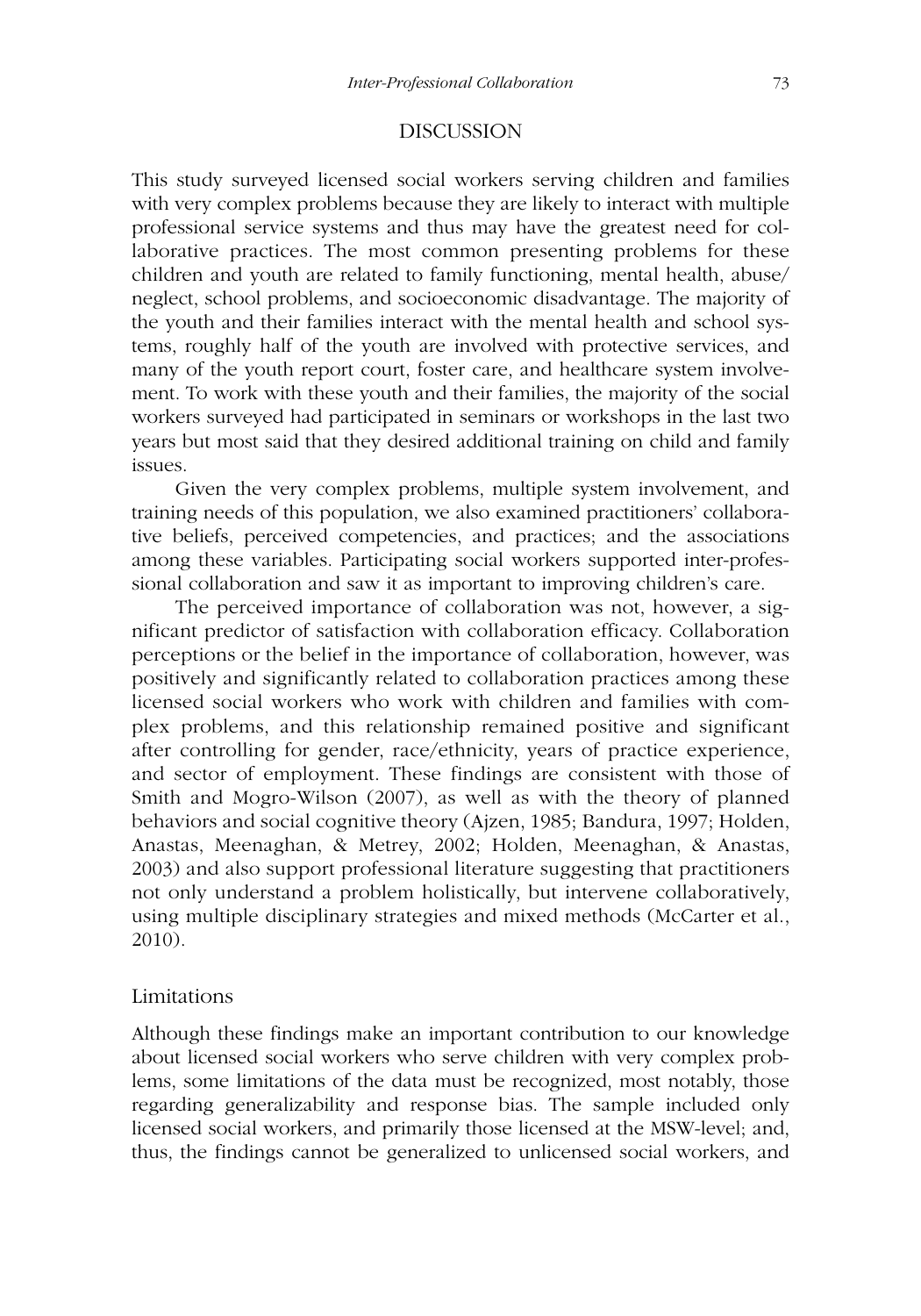## DISCUSSION

This study surveyed licensed social workers serving children and families with very complex problems because they are likely to interact with multiple professional service systems and thus may have the greatest need for collaborative practices. The most common presenting problems for these children and youth are related to family functioning, mental health, abuse/neglect, school problems, and socioeconomic disadvantage. The majority of the youth and their families interact with the mental health and school systems, roughly half of the youth are involved with protective services, and many of the youth report court, foster care, and healthcare system involvement. To work with these youth and their families, the majority of the social workers surveyed had participated in seminars or workshops in the last two years but most said that they desired additional training on child and family issues.

Given the very complex problems, multiple system involvement, and training needs of this population, we also examined practitioners' collaborative beliefs, perceived competencies, and practices; and the associations among these variables. Participating social workers supported inter-professional collaboration and saw it as important to improving children's care.

The perceived importance of collaboration was not, however, a significant predictor of satisfaction with collaboration efficacy. Collaboration perceptions or the belief in the importance of collaboration, however, was positively and significantly related to collaboration practices among these licensed social workers who work with children and families with complex problems, and this relationship remained positive and significant after controlling for gender, race/ethnicity, years of practice experience, and sector of employment. These findings are consistent with those of Smith and Mogro-Wilson (2007), as well as with the theory of planned behaviors and social cognitive theory (Ajzen, 1985; Bandura, 1997; Holden, Anastas, Meenaghan, & Metrey, 2002; Holden, Meenaghan, & Anastas, 2003) and also support professional literature suggesting that practitioners not only understand a problem holistically, but intervene collaboratively, using multiple disciplinary strategies and mixed methods (McCarter et al., 2010).

### Limitations

Although these findings make an important contribution to our knowledge about licensed social workers who serve children with very complex problems, some limitations of the data must be recognized, most notably, those regarding generalizability and response bias. The sample included only licensed social workers, and primarily those licensed at the MSW-level; and, thus, the findings cannot be generalized to unlicensed social workers, and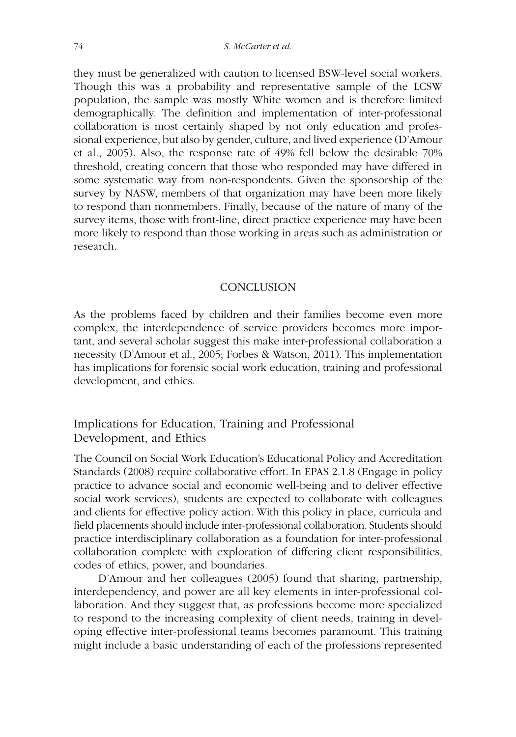they must be generalized with caution to licensed BSW-level social workers. Though this was a probability and representative sample of the LCSW population, the sample was mostly White women and is therefore limited demographically. The definition and implementation of inter-professional collaboration is most certainly shaped by not only education and professional experience, but also by gender, culture, and lived experience (D'Amour et al., 2005). Also, the response rate of 49% fell below the desirable 70% threshold, creating concern that those who responded may have differed in some systematic way from non-respondents. Given the sponsorship of the survey by NASW, members of that organization may have been more likely to respond than nonmembers. Finally, because of the nature of many of the survey items, those with front-line, direct practice experience may have been more likely to respond than those working in areas such as administration or research.

## CONCLUSION

As the problems faced by children and their families become even more complex, the interdependence of service providers becomes more important, and several scholar suggest this make inter-professional collaboration a necessity (D'Amour et al., 2005; Forbes & Watson, 2011). This implementation has implications for forensic social work education, training and professional development, and ethics.

### Implications for Education, Training and Professional Development, and Ethics

The Council on Social Work Education's Educational Policy and Accreditation Standards (2008) require collaborative effort. In EPAS 2.1.8 (Engage in policy practice to advance social and economic well-being and to deliver effective social work services), students are expected to collaborate with colleagues and clients for effective policy action. With this policy in place, curricula and field placements should include inter-professional collaboration. Students should practice interdisciplinary collaboration as a foundation for inter-professional collaboration complete with exploration of differing client responsibilities, codes of ethics, power, and boundaries.

D'Amour and her colleagues (2005) found that sharing, partnership, interdependency, and power are all key elements in inter-professional collaboration. And they suggest that, as professions become more specialized to respond to the increasing complexity of client needs, training in developing effective inter-professional teams becomes paramount. This training might include a basic understanding of each of the professions represented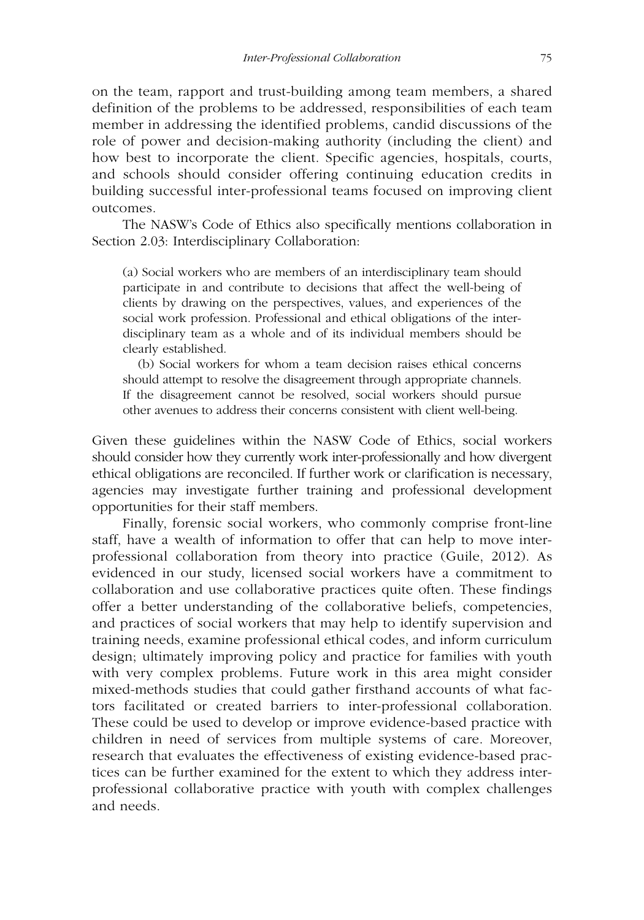on the team, rapport and trust-building among team members, a shared definition of the problems to be addressed, responsibilities of each team member in addressing the identified problems, candid discussions of the role of power and decision-making authority (including the client) and how best to incorporate the client. Specific agencies, hospitals, courts, and schools should consider offering continuing education credits in building successful inter-professional teams focused on improving client outcomes.

The NASW's Code of Ethics also specifically mentions collaboration in Section 2.03: Interdisciplinary Collaboration:

> (a) Social workers who are members of an interdisciplinary team should participate in and contribute to decisions that affect the well-being of clients by drawing on the perspectives, values, and experiences of the social work profession. Professional and ethical obligations of the interdisciplinary team as a whole and of its individual members should be clearly established.
>
> (b) Social workers for whom a team decision raises ethical concerns should attempt to resolve the disagreement through appropriate channels. If the disagreement cannot be resolved, social workers should pursue other avenues to address their concerns consistent with client well-being.

Given these guidelines within the NASW Code of Ethics, social workers should consider how they currently work inter-professionally and how divergent ethical obligations are reconciled. If further work or clarification is necessary, agencies may investigate further training and professional development opportunities for their staff members.

Finally, forensic social workers, who commonly comprise front-line staff, have a wealth of information to offer that can help to move inter-professional collaboration from theory into practice (Guile, 2012). As evidenced in our study, licensed social workers have a commitment to collaboration and use collaborative practices quite often. These findings offer a better understanding of the collaborative beliefs, competencies, and practices of social workers that may help to identify supervision and training needs, examine professional ethical codes, and inform curriculum design; ultimately improving policy and practice for families with youth with very complex problems. Future work in this area might consider mixed-methods studies that could gather firsthand accounts of what factors facilitated or created barriers to inter-professional collaboration. These could be used to develop or improve evidence-based practice with children in need of services from multiple systems of care. Moreover, research that evaluates the effectiveness of existing evidence-based practices can be further examined for the extent to which they address inter-professional collaborative practice with youth with complex challenges and needs.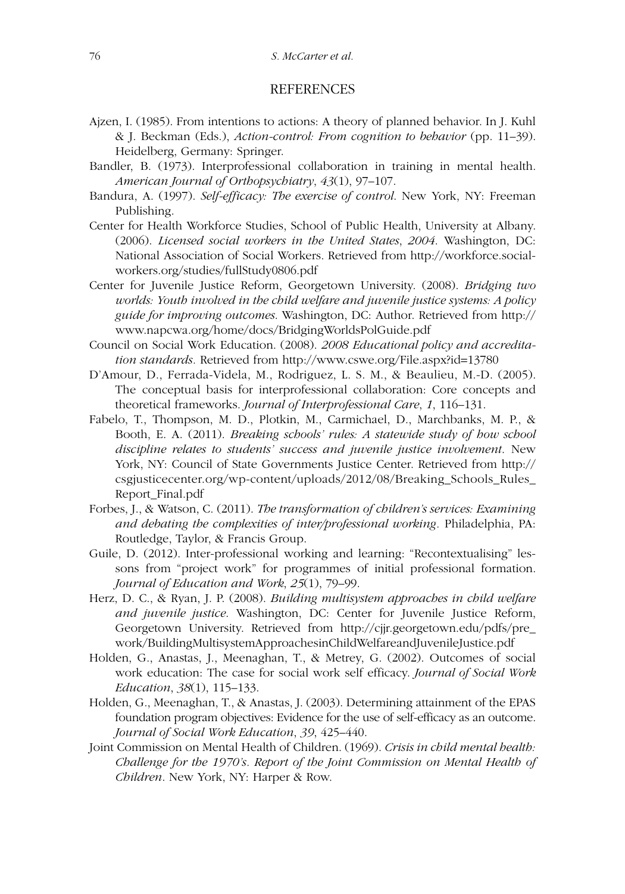## REFERENCES

Ajzen, I. (1985). From intentions to actions: A theory of planned behavior. In J. Kuhl & J. Beckman (Eds.), *Action-control: From cognition to behavior* (pp. 11–39). Heidelberg, Germany: Springer.

Bandler, B. (1973). Interprofessional collaboration in training in mental health. *American Journal of Orthopsychiatry*, *43*(1), 97–107.

Bandura, A. (1997). *Self-efficacy: The exercise of control.* New York, NY: Freeman Publishing.

Center for Health Workforce Studies, School of Public Health, University at Albany. (2006). *Licensed social workers in the United States*, *2004*. Washington, DC: National Association of Social Workers. Retrieved from http://workforce.socialworkers.org/studies/fullStudy0806.pdf

Center for Juvenile Justice Reform, Georgetown University. (2008). *Bridging two worlds: Youth involved in the child welfare and juvenile justice systems: A policy guide for improving outcomes*. Washington, DC: Author. Retrieved from http://www.napcwa.org/home/docs/BridgingWorldsPolGuide.pdf

Council on Social Work Education. (2008). *2008 Educational policy and accreditation standards.* Retrieved from http://www.cswe.org/File.aspx?id=13780

D'Amour, D., Ferrada-Videla, M., Rodriguez, L. S. M., & Beaulieu, M.-D. (2005). The conceptual basis for interprofessional collaboration: Core concepts and theoretical frameworks. *Journal of Interprofessional Care*, *1*, 116–131.

Fabelo, T., Thompson, M. D., Plotkin, M., Carmichael, D., Marchbanks, M. P., & Booth, E. A. (2011). *Breaking schools' rules: A statewide study of how school discipline relates to students' success and juvenile justice involvement*. New York, NY: Council of State Governments Justice Center. Retrieved from http://csgjusticecenter.org/wp-content/uploads/2012/08/Breaking_Schools_Rules_Report_Final.pdf

Forbes, J., & Watson, C. (2011). *The transformation of children's services: Examining and debating the complexities of inter/professional working*. Philadelphia, PA: Routledge, Taylor, & Francis Group.

Guile, D. (2012). Inter-professional working and learning: "Recontextualising" lessons from "project work" for programmes of initial professional formation. *Journal of Education and Work*, *25*(1), 79–99.

Herz, D. C., & Ryan, J. P. (2008). *Building multisystem approaches in child welfare and juvenile justice*. Washington, DC: Center for Juvenile Justice Reform, Georgetown University. Retrieved from http://cjjr.georgetown.edu/pdfs/pre_work/BuildingMultisystemApproachesinChildWelfareandJuvenileJustice.pdf

Holden, G., Anastas, J., Meenaghan, T., & Metrey, G. (2002). Outcomes of social work education: The case for social work self efficacy. *Journal of Social Work Education*, *38*(1), 115–133.

Holden, G., Meenaghan, T., & Anastas, J. (2003). Determining attainment of the EPAS foundation program objectives: Evidence for the use of self-efficacy as an outcome. *Journal of Social Work Education*, *39*, 425–440.

Joint Commission on Mental Health of Children. (1969). *Crisis in child mental health: Challenge for the 1970's. Report of the Joint Commission on Mental Health of Children*. New York, NY: Harper & Row.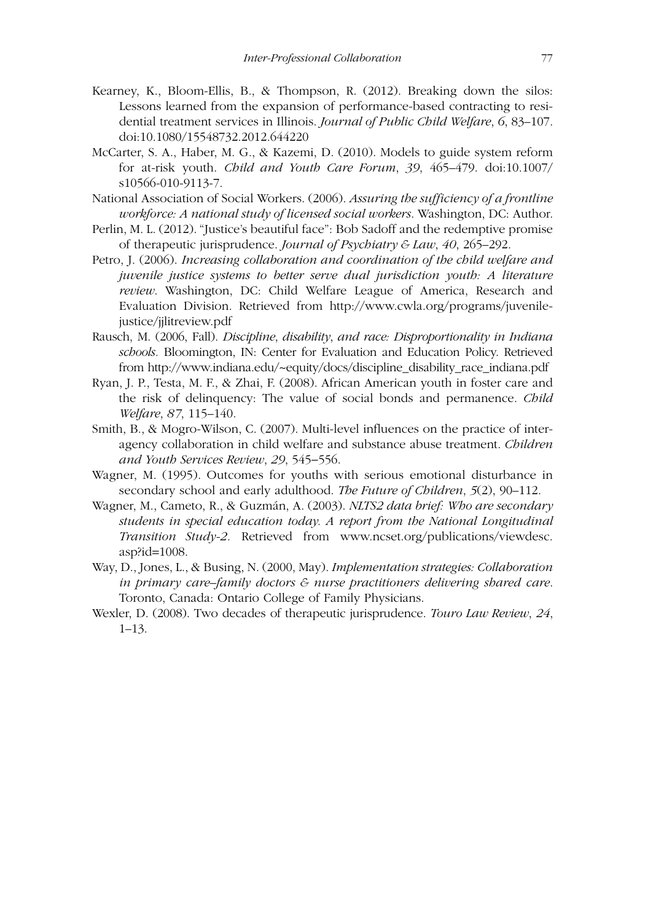Kearney, K., Bloom-Ellis, B., & Thompson, R. (2012). Breaking down the silos: Lessons learned from the expansion of performance-based contracting to residential treatment services in Illinois. *Journal of Public Child Welfare*, *6*, 83–107. doi:10.1080/15548732.2012.644220

McCarter, S. A., Haber, M. G., & Kazemi, D. (2010). Models to guide system reform for at-risk youth. *Child and Youth Care Forum*, *39*, 465–479. doi:10.1007/s10566-010-9113-7.

National Association of Social Workers. (2006). *Assuring the sufficiency of a frontline workforce: A national study of licensed social workers*. Washington, DC: Author.

Perlin, M. L. (2012). "Justice's beautiful face": Bob Sadoff and the redemptive promise of therapeutic jurisprudence. *Journal of Psychiatry & Law*, *40*, 265–292.

Petro, J. (2006). *Increasing collaboration and coordination of the child welfare and juvenile justice systems to better serve dual jurisdiction youth: A literature review*. Washington, DC: Child Welfare League of America, Research and Evaluation Division. Retrieved from http://www.cwla.org/programs/juvenilejustice/jjlitreview.pdf

Rausch, M. (2006, Fall). *Discipline, disability, and race: Disproportionality in Indiana schools*. Bloomington, IN: Center for Evaluation and Education Policy. Retrieved from http://www.indiana.edu/~equity/docs/discipline_disability_race_indiana.pdf

Ryan, J. P., Testa, M. F., & Zhai, F. (2008). African American youth in foster care and the risk of delinquency: The value of social bonds and permanence. *Child Welfare*, *87*, 115–140.

Smith, B., & Mogro-Wilson, C. (2007). Multi-level influences on the practice of inter-agency collaboration in child welfare and substance abuse treatment. *Children and Youth Services Review*, *29*, 545–556.

Wagner, M. (1995). Outcomes for youths with serious emotional disturbance in secondary school and early adulthood. *The Future of Children*, *5*(2), 90–112.

Wagner, M., Cameto, R., & Guzmán, A. (2003). *NLTS2 data brief: Who are secondary students in special education today. A report from the National Longitudinal Transition Study-2.* Retrieved from www.ncset.org/publications/viewdesc.asp?id=1008.

Way, D., Jones, L., & Busing, N. (2000, May). *Implementation strategies: Collaboration in primary care–family doctors & nurse practitioners delivering shared care*. Toronto, Canada: Ontario College of Family Physicians.

Wexler, D. (2008). Two decades of therapeutic jurisprudence. *Touro Law Review*, *24*, 1–13.